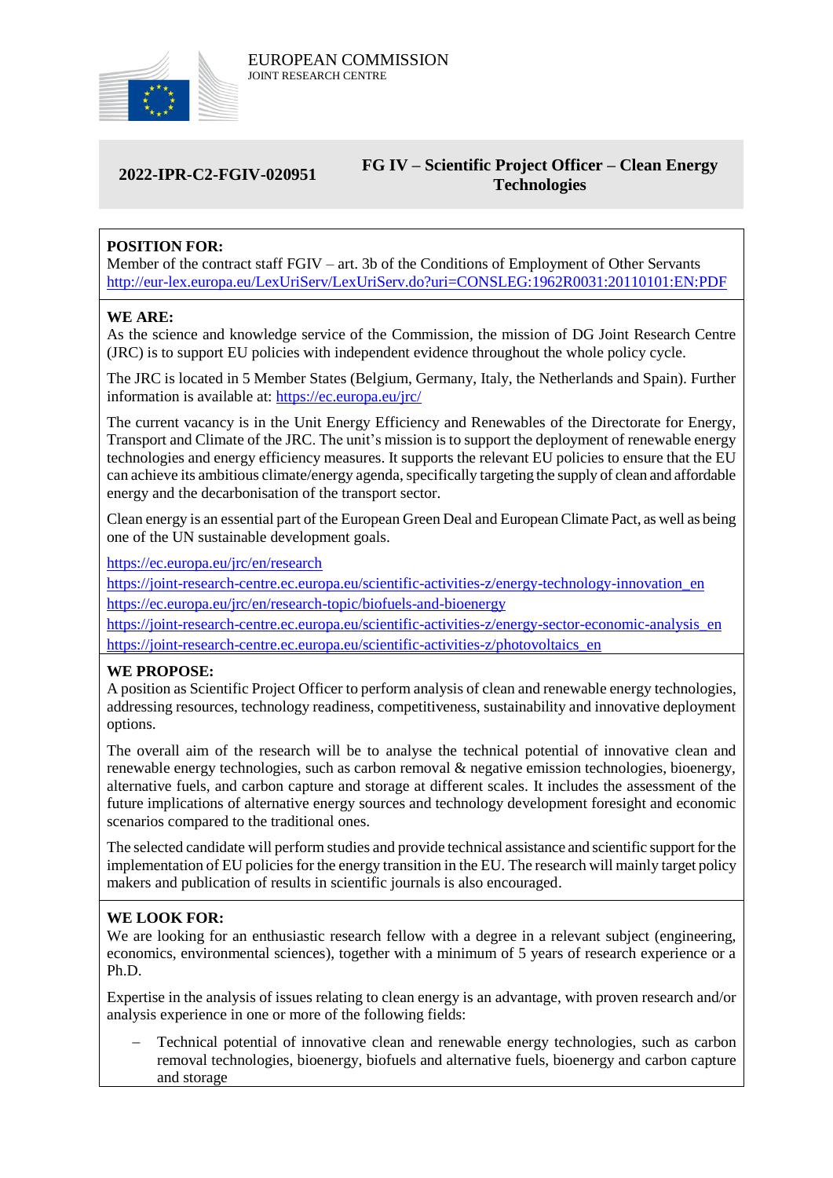EUROPEAN COMMISSION
JOINT RESEARCH CENTRE

**2022-IPR-C2-FGIV-020951** — **FG IV – Scientific Project Officer – Clean Energy Technologies**

**POSITION FOR:**
Member of the contract staff FGIV – art. 3b of the Conditions of Employment of Other Servants
http://eur-lex.europa.eu/LexUriServ/LexUriServ.do?uri=CONSLEG:1962R0031:20110101:EN:PDF

**WE ARE:**
As the science and knowledge service of the Commission, the mission of DG Joint Research Centre (JRC) is to support EU policies with independent evidence throughout the whole policy cycle.

The JRC is located in 5 Member States (Belgium, Germany, Italy, the Netherlands and Spain). Further information is available at: https://ec.europa.eu/jrc/

The current vacancy is in the Unit Energy Efficiency and Renewables of the Directorate for Energy, Transport and Climate of the JRC. The unit's mission is to support the deployment of renewable energy technologies and energy efficiency measures. It supports the relevant EU policies to ensure that the EU can achieve its ambitious climate/energy agenda, specifically targeting the supply of clean and affordable energy and the decarbonisation of the transport sector.

Clean energy is an essential part of the European Green Deal and European Climate Pact, as well as being one of the UN sustainable development goals.

https://ec.europa.eu/jrc/en/research
https://joint-research-centre.ec.europa.eu/scientific-activities-z/energy-technology-innovation_en
https://ec.europa.eu/jrc/en/research-topic/biofuels-and-bioenergy
https://joint-research-centre.ec.europa.eu/scientific-activities-z/energy-sector-economic-analysis_en
https://joint-research-centre.ec.europa.eu/scientific-activities-z/photovoltaics_en

**WE PROPOSE:**
A position as Scientific Project Officer to perform analysis of clean and renewable energy technologies, addressing resources, technology readiness, competitiveness, sustainability and innovative deployment options.

The overall aim of the research will be to analyse the technical potential of innovative clean and renewable energy technologies, such as carbon removal & negative emission technologies, bioenergy, alternative fuels, and carbon capture and storage at different scales. It includes the assessment of the future implications of alternative energy sources and technology development foresight and economic scenarios compared to the traditional ones.

The selected candidate will perform studies and provide technical assistance and scientific support for the implementation of EU policies for the energy transition in the EU. The research will mainly target policy makers and publication of results in scientific journals is also encouraged.

**WE LOOK FOR:**
We are looking for an enthusiastic research fellow with a degree in a relevant subject (engineering, economics, environmental sciences), together with a minimum of 5 years of research experience or a Ph.D.

Expertise in the analysis of issues relating to clean energy is an advantage, with proven research and/or analysis experience in one or more of the following fields:

- Technical potential of innovative clean and renewable energy technologies, such as carbon removal technologies, bioenergy, biofuels and alternative fuels, bioenergy and carbon capture and storage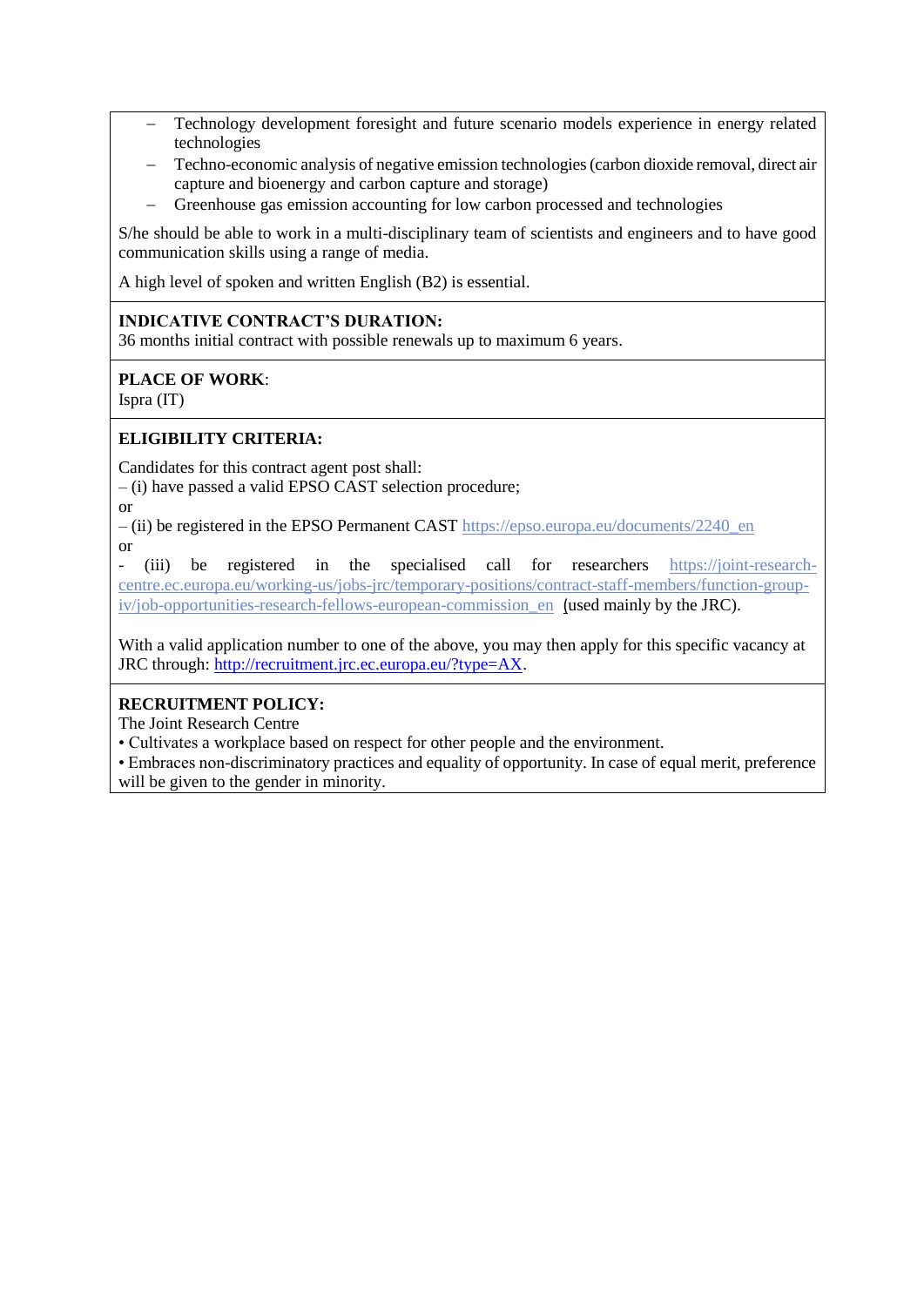- Technology development foresight and future scenario models experience in energy related technologies
- Techno-economic analysis of negative emission technologies (carbon dioxide removal, direct air capture and bioenergy and carbon capture and storage)
- Greenhouse gas emission accounting for low carbon processed and technologies

S/he should be able to work in a multi-disciplinary team of scientists and engineers and to have good communication skills using a range of media.

A high level of spoken and written English (B2) is essential.

**INDICATIVE CONTRACT'S DURATION:**
36 months initial contract with possible renewals up to maximum 6 years.

**PLACE OF WORK**:
Ispra (IT)

**ELIGIBILITY CRITERIA:**

Candidates for this contract agent post shall:
– (i) have passed a valid EPSO CAST selection procedure;
or
– (ii) be registered in the EPSO Permanent CAST https://epso.europa.eu/documents/2240_en
or
- (iii) be registered in the specialised call for researchers https://joint-research-centre.ec.europa.eu/working-us/jobs-jrc/temporary-positions/contract-staff-members/function-group-iv/job-opportunities-research-fellows-european-commission_en (used mainly by the JRC).

With a valid application number to one of the above, you may then apply for this specific vacancy at JRC through: http://recruitment.jrc.ec.europa.eu/?type=AX.

**RECRUITMENT POLICY:**
The Joint Research Centre
• Cultivates a workplace based on respect for other people and the environment.
• Embraces non-discriminatory practices and equality of opportunity. In case of equal merit, preference will be given to the gender in minority.